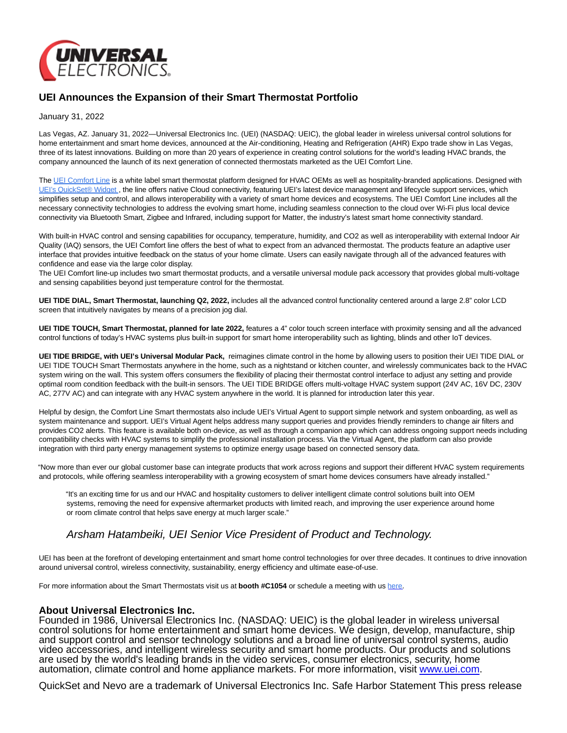# UEI Announces the Expansion of their Smart Thermostat Portfolio

January 31, 2022

Las Vegas, AZ. January 31, 2022—Universal Electronics Inc. (UEI) (NASDAQ: UEIC), the global leader in wireless universal control solutions for home entertainment and smart home devices, announced at the Air-conditioning, Heating and Refrigeration (AHR) Expo trade show in Las Vegas, three of its latest innovations. Building on more than 20 years of experience in creating control solutions for the world's leading HVAC brands, the company announced the launch of its next generation of connected thermostats marketed as the UEI Comfort Line.

The UEI Comfort Line is a white label smart thermostat platform designed for HVAC OEMs as well as hospitality-branded applications. Designed with UEI's QuickSet® Widget , the line offers native Cloud connectivity, featuring UEI's latest device management and lifecycle support services, which simplifies setup and control, and allows interoperability with a variety of smart home devices and ecosystems. The UEI Comfort Line includes all the necessary connectivity technologies to address the evolving smart home, including seamless connection to the cloud over Wi-Fi plus local device connectivity via Bluetooth Smart, Zigbee and Infrared, including support for Matter, the industry's latest smart home connectivity standard.

With built-in HVAC control and sensing capabilities for occupancy, temperature, humidity, and CO2 as well as interoperability with external Indoor Air Quality (IAQ) sensors, the UEI Comfort line offers the best of what to expect from an advanced thermostat. The products feature an adaptive user interface that provides intuitive feedback on the status of your home climate. Users can easily navigate through all of the advanced features with confidence and ease via the large color display.
The UEI Comfort line-up includes two smart thermostat products, and a versatile universal module pack accessory that provides global multi-voltage and sensing capabilities beyond just temperature control for the thermostat.

**UEI TIDE DIAL, Smart Thermostat, launching Q2, 2022,** includes all the advanced control functionality centered around a large 2.8" color LCD screen that intuitively navigates by means of a precision jog dial.

**UEI TIDE TOUCH, Smart Thermostat, planned for late 2022,** features a 4" color touch screen interface with proximity sensing and all the advanced control functions of today's HVAC systems plus built-in support for smart home interoperability such as lighting, blinds and other IoT devices.

**UEI TIDE BRIDGE, with UEI's Universal Modular Pack,** reimagines climate control in the home by allowing users to position their UEI TIDE DIAL or UEI TIDE TOUCH Smart Thermostats anywhere in the home, such as a nightstand or kitchen counter, and wirelessly communicates back to the HVAC system wiring on the wall. This system offers consumers the flexibility of placing their thermostat control interface to adjust any setting and provide optimal room condition feedback with the built-in sensors. The UEI TIDE BRIDGE offers multi-voltage HVAC system support (24V AC, 16V DC, 230V AC, 277V AC) and can integrate with any HVAC system anywhere in the world. It is planned for introduction later this year.

Helpful by design, the Comfort Line Smart thermostats also include UEI's Virtual Agent to support simple network and system onboarding, as well as system maintenance and support. UEI's Virtual Agent helps address many support queries and provides friendly reminders to change air filters and provides CO2 alerts. This feature is available both on-device, as well as through a companion app which can address ongoing support needs including compatibility checks with HVAC systems to simplify the professional installation process. Via the Virtual Agent, the platform can also provide integration with third party energy management systems to optimize energy usage based on connected sensory data.

"Now more than ever our global customer base can integrate products that work across regions and support their different HVAC system requirements and protocols, while offering seamless interoperability with a growing ecosystem of smart home devices consumers have already installed."

> "It's an exciting time for us and our HVAC and hospitality customers to deliver intelligent climate control solutions built into OEM systems, removing the need for expensive aftermarket products with limited reach, and improving the user experience around home or room climate control that helps save energy at much larger scale."
>
> *Arsham Hatambeiki, UEI Senior Vice President of Product and Technology.*

UEI has been at the forefront of developing entertainment and smart home control technologies for over three decades. It continues to drive innovation around universal control, wireless connectivity, sustainability, energy efficiency and ultimate ease-of-use.

For more information about the Smart Thermostats visit us at **booth #C1054** or schedule a meeting with us here.

## About Universal Electronics Inc.

Founded in 1986, Universal Electronics Inc. (NASDAQ: UEIC) is the global leader in wireless universal control solutions for home entertainment and smart home devices. We design, develop, manufacture, ship and support control and sensor technology solutions and a broad line of universal control systems, audio video accessories, and intelligent wireless security and smart home products. Our products and solutions are used by the world's leading brands in the video services, consumer electronics, security, home automation, climate control and home appliance markets. For more information, visit www.uei.com.

QuickSet and Nevo are a trademark of Universal Electronics Inc. Safe Harbor Statement This press release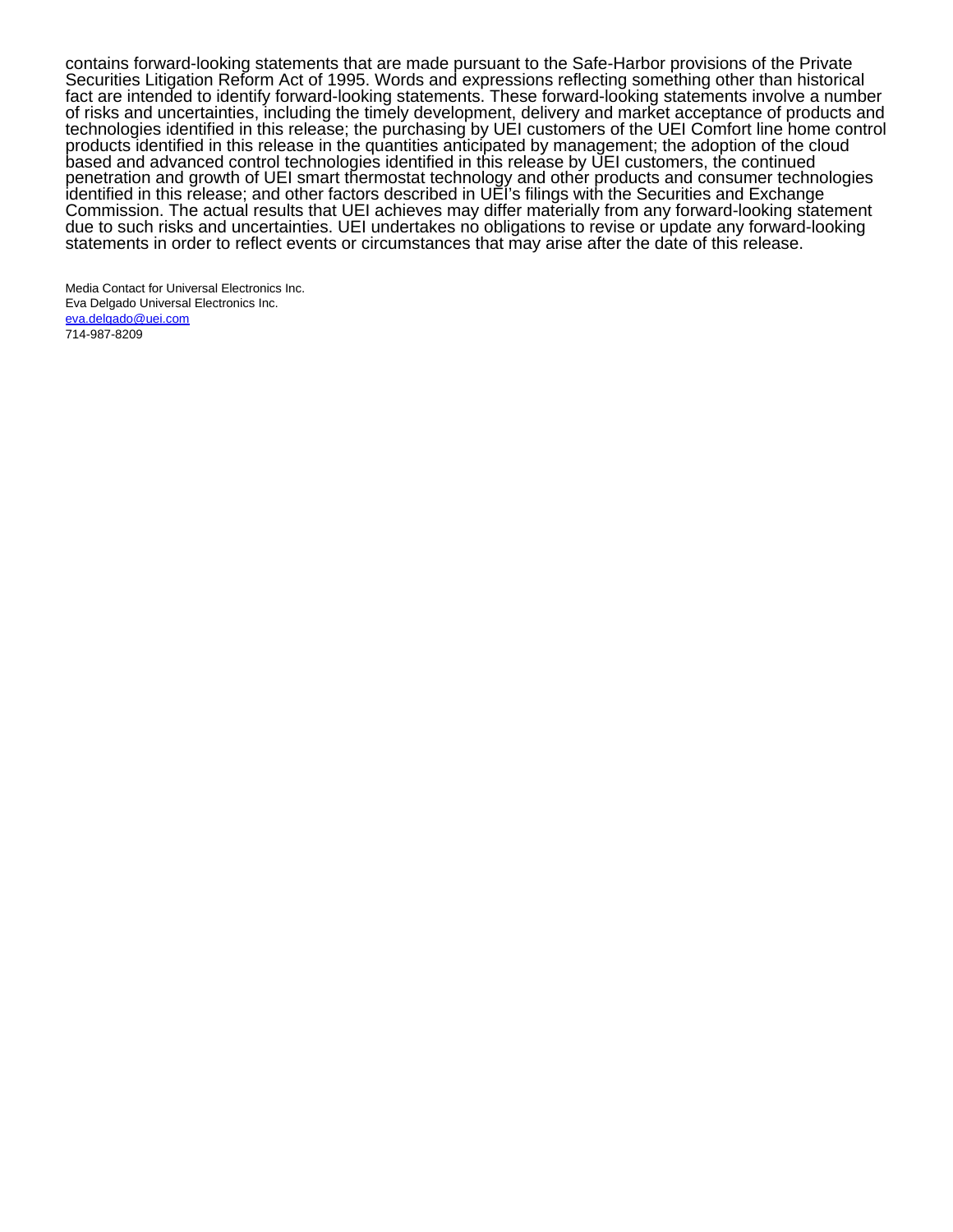contains forward-looking statements that are made pursuant to the Safe-Harbor provisions of the Private Securities Litigation Reform Act of 1995. Words and expressions reflecting something other than historical fact are intended to identify forward-looking statements. These forward-looking statements involve a number of risks and uncertainties, including the timely development, delivery and market acceptance of products and technologies identified in this release; the purchasing by UEI customers of the UEI Comfort line home control products identified in this release in the quantities anticipated by management; the adoption of the cloud based and advanced control technologies identified in this release by UEI customers, the continued penetration and growth of UEI smart thermostat technology and other products and consumer technologies identified in this release; and other factors described in UEI's filings with the Securities and Exchange Commission. The actual results that UEI achieves may differ materially from any forward-looking statement due to such risks and uncertainties. UEI undertakes no obligations to revise or update any forward-looking statements in order to reflect events or circumstances that may arise after the date of this release.

Media Contact for Universal Electronics Inc.
Eva Delgado Universal Electronics Inc.
eva.delgado@uei.com
714-987-8209